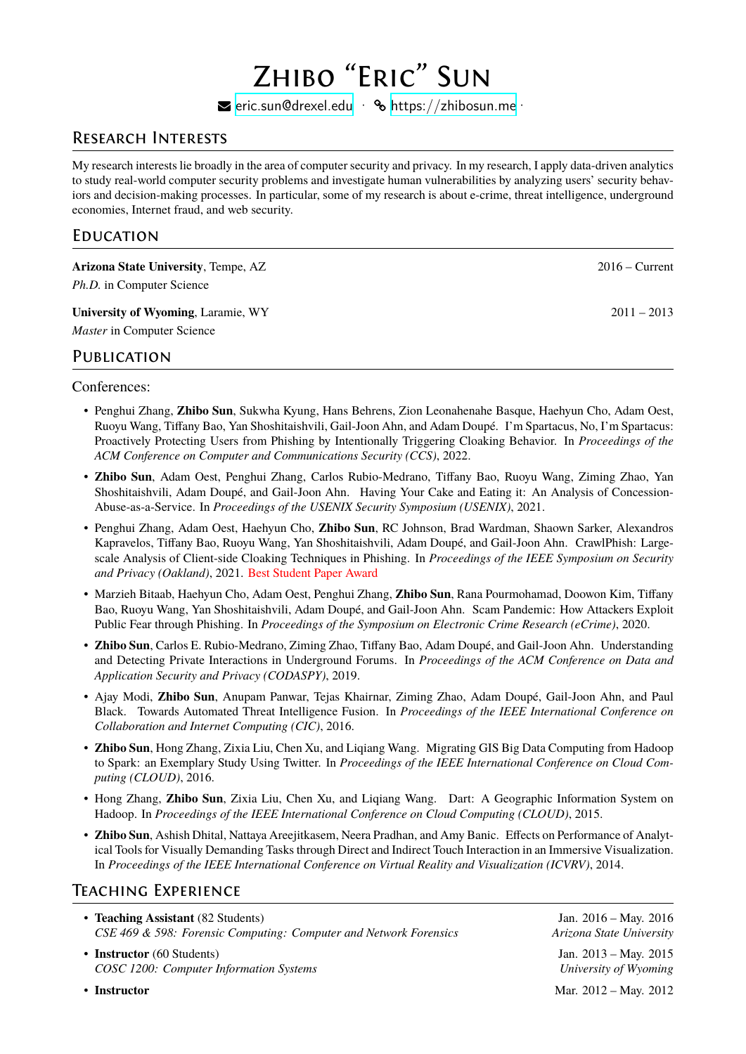# Zhibo "Eric" Sun

eric.sun@drexel.edu · https://zhibosun.me ·

## Research Interests

My research interests lie broadly in the area of computer security and privacy. In my research, I apply data-driven analytics to study real-world computer security problems and investigate human vulnerabilities by analyzing users' security behaviors and decision-making processes. In particular, some of my research is about e-crime, threat intelligence, underground economies, Internet fraud, and web security.

## Education

**Arizona State University**, Tempe, AZ — 2016 – Current
*Ph.D.* in Computer Science

**University of Wyoming**, Laramie, WY — 2011 – 2013
*Master* in Computer Science

## Publication

Conferences:

- Penghui Zhang, **Zhibo Sun**, Sukwha Kyung, Hans Behrens, Zion Leonahenahe Basque, Haehyun Cho, Adam Oest, Ruoyu Wang, Tiffany Bao, Yan Shoshitaishvili, Gail-Joon Ahn, and Adam Doupé. I'm Spartacus, No, I'm Spartacus: Proactively Protecting Users from Phishing by Intentionally Triggering Cloaking Behavior. In *Proceedings of the ACM Conference on Computer and Communications Security (CCS)*, 2022.
- **Zhibo Sun**, Adam Oest, Penghui Zhang, Carlos Rubio-Medrano, Tiffany Bao, Ruoyu Wang, Ziming Zhao, Yan Shoshitaishvili, Adam Doupé, and Gail-Joon Ahn. Having Your Cake and Eating it: An Analysis of Concession-Abuse-as-a-Service. In *Proceedings of the USENIX Security Symposium (USENIX)*, 2021.
- Penghui Zhang, Adam Oest, Haehyun Cho, **Zhibo Sun**, RC Johnson, Brad Wardman, Shaown Sarker, Alexandros Kapravelos, Tiffany Bao, Ruoyu Wang, Yan Shoshitaishvili, Adam Doupé, and Gail-Joon Ahn. CrawlPhish: Large-scale Analysis of Client-side Cloaking Techniques in Phishing. In *Proceedings of the IEEE Symposium on Security and Privacy (Oakland)*, 2021. Best Student Paper Award
- Marzieh Bitaab, Haehyun Cho, Adam Oest, Penghui Zhang, **Zhibo Sun**, Rana Pourmohamad, Doowon Kim, Tiffany Bao, Ruoyu Wang, Yan Shoshitaishvili, Adam Doupé, and Gail-Joon Ahn. Scam Pandemic: How Attackers Exploit Public Fear through Phishing. In *Proceedings of the Symposium on Electronic Crime Research (eCrime)*, 2020.
- **Zhibo Sun**, Carlos E. Rubio-Medrano, Ziming Zhao, Tiffany Bao, Adam Doupé, and Gail-Joon Ahn. Understanding and Detecting Private Interactions in Underground Forums. In *Proceedings of the ACM Conference on Data and Application Security and Privacy (CODASPY)*, 2019.
- Ajay Modi, **Zhibo Sun**, Anupam Panwar, Tejas Khairnar, Ziming Zhao, Adam Doupé, Gail-Joon Ahn, and Paul Black. Towards Automated Threat Intelligence Fusion. In *Proceedings of the IEEE International Conference on Collaboration and Internet Computing (CIC)*, 2016.
- **Zhibo Sun**, Hong Zhang, Zixia Liu, Chen Xu, and Liqiang Wang. Migrating GIS Big Data Computing from Hadoop to Spark: an Exemplary Study Using Twitter. In *Proceedings of the IEEE International Conference on Cloud Computing (CLOUD)*, 2016.
- Hong Zhang, **Zhibo Sun**, Zixia Liu, Chen Xu, and Liqiang Wang. Dart: A Geographic Information System on Hadoop. In *Proceedings of the IEEE International Conference on Cloud Computing (CLOUD)*, 2015.
- **Zhibo Sun**, Ashish Dhital, Nattaya Areejitkasem, Neera Pradhan, and Amy Banic. Effects on Performance of Analytical Tools for Visually Demanding Tasks through Direct and Indirect Touch Interaction in an Immersive Visualization. In *Proceedings of the IEEE International Conference on Virtual Reality and Visualization (ICVRV)*, 2014.

## Teaching Experience

- **Teaching Assistant** (82 Students) — Jan. 2016 – May. 2016
  *CSE 469 & 598: Forensic Computing: Computer and Network Forensics* — *Arizona State University*
- **Instructor** (60 Students) — Jan. 2013 – May. 2015
  *COSC 1200: Computer Information Systems* — *University of Wyoming*
- **Instructor** — Mar. 2012 – May. 2012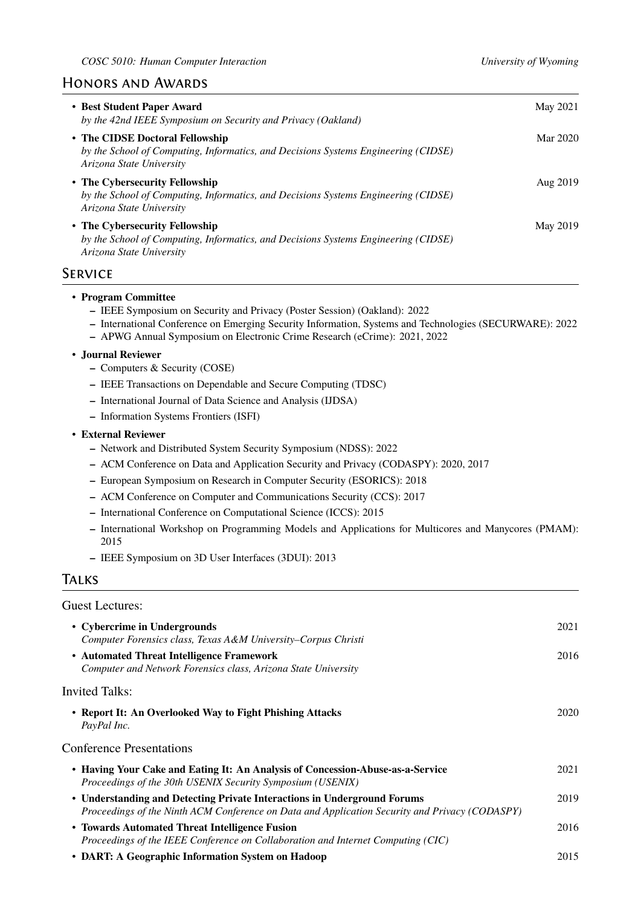## Honors and Awards

- **Best Student Paper Award** — May 2021
  *by the 42nd IEEE Symposium on Security and Privacy (Oakland)*
- **The CIDSE Doctoral Fellowship** — Mar 2020
  *by the School of Computing, Informatics, and Decisions Systems Engineering (CIDSE)*
  *Arizona State University*
- **The Cybersecurity Fellowship** — Aug 2019
  *by the School of Computing, Informatics, and Decisions Systems Engineering (CIDSE)*
  *Arizona State University*
- **The Cybersecurity Fellowship** — May 2019
  *by the School of Computing, Informatics, and Decisions Systems Engineering (CIDSE)*
  *Arizona State University*

## Service

- **Program Committee**
  - IEEE Symposium on Security and Privacy (Poster Session) (Oakland): 2022
  - International Conference on Emerging Security Information, Systems and Technologies (SECURWARE): 2022
  - APWG Annual Symposium on Electronic Crime Research (eCrime): 2021, 2022
- **Journal Reviewer**
  - Computers & Security (COSE)
  - IEEE Transactions on Dependable and Secure Computing (TDSC)
  - International Journal of Data Science and Analysis (IJDSA)
  - Information Systems Frontiers (ISFI)
- **External Reviewer**
  - Network and Distributed System Security Symposium (NDSS): 2022
  - ACM Conference on Data and Application Security and Privacy (CODASPY): 2020, 2017
  - European Symposium on Research in Computer Security (ESORICS): 2018
  - ACM Conference on Computer and Communications Security (CCS): 2017
  - International Conference on Computational Science (ICCS): 2015
  - International Workshop on Programming Models and Applications for Multicores and Manycores (PMAM): 2015
  - IEEE Symposium on 3D User Interfaces (3DUI): 2013

## Talks

Guest Lectures:

- **Cybercrime in Undergrounds** — 2021
  *Computer Forensics class, Texas A&M University–Corpus Christi*
- **Automated Threat Intelligence Framework** — 2016
  *Computer and Network Forensics class, Arizona State University*

Invited Talks:

- **Report It: An Overlooked Way to Fight Phishing Attacks** — 2020
  *PayPal Inc.*

Conference Presentations

- **Having Your Cake and Eating It: An Analysis of Concession-Abuse-as-a-Service** — 2021
  *Proceedings of the 30th USENIX Security Symposium (USENIX)*
- **Understanding and Detecting Private Interactions in Underground Forums** — 2019
  *Proceedings of the Ninth ACM Conference on Data and Application Security and Privacy (CODASPY)*
- **Towards Automated Threat Intelligence Fusion** — 2016
  *Proceedings of the IEEE Conference on Collaboration and Internet Computing (CIC)*
- **DART: A Geographic Information System on Hadoop** — 2015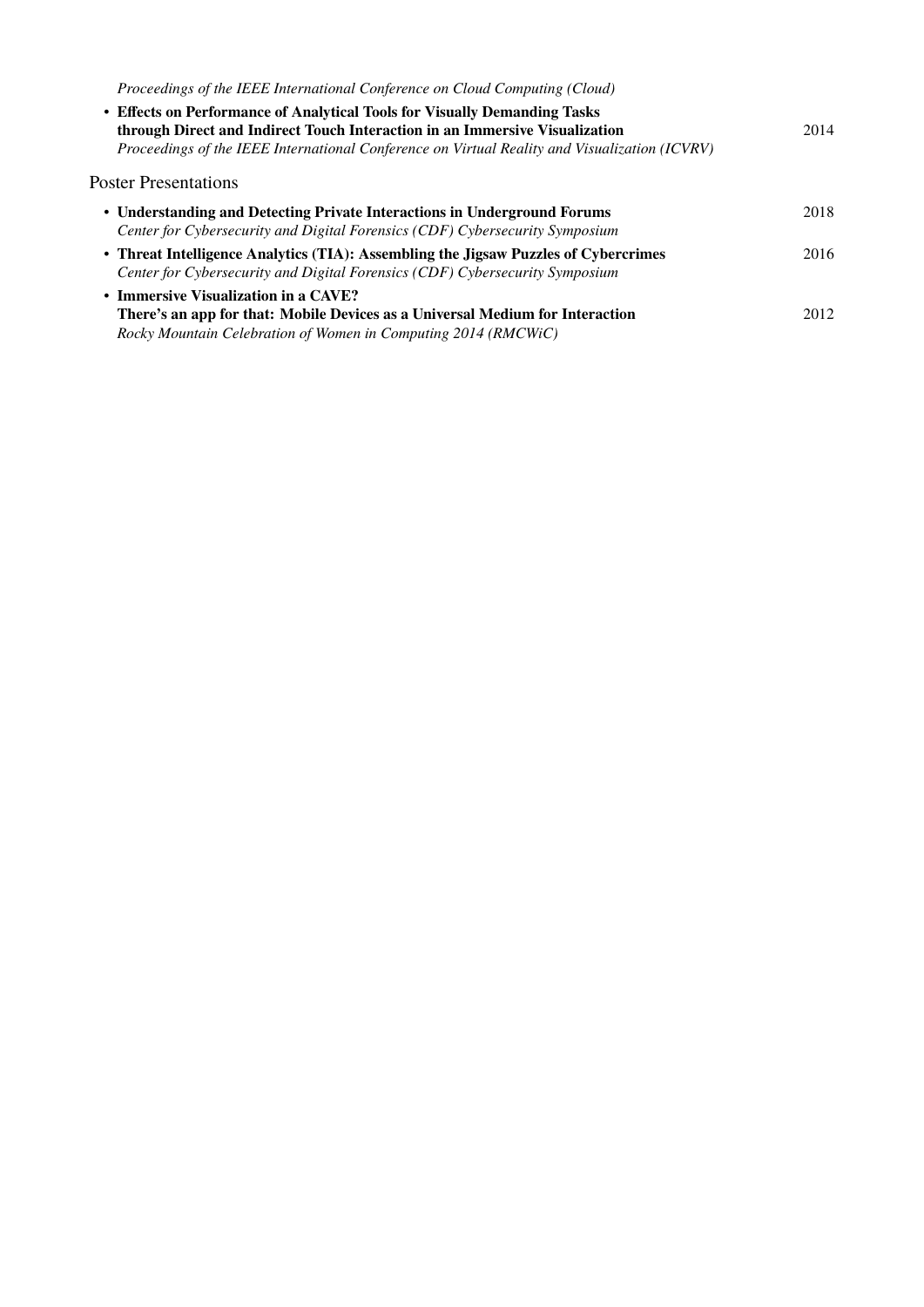*Proceedings of the IEEE International Conference on Cloud Computing (Cloud)*

- **Effects on Performance of Analytical Tools for Visually Demanding Tasks through Direct and Indirect Touch Interaction in an Immersive Visualization** 2014
  *Proceedings of the IEEE International Conference on Virtual Reality and Visualization (ICVRV)*

## Poster Presentations

- **Understanding and Detecting Private Interactions in Underground Forums** 2018
  *Center for Cybersecurity and Digital Forensics (CDF) Cybersecurity Symposium*
- **Threat Intelligence Analytics (TIA): Assembling the Jigsaw Puzzles of Cybercrimes** 2016
  *Center for Cybersecurity and Digital Forensics (CDF) Cybersecurity Symposium*
- **Immersive Visualization in a CAVE? There's an app for that: Mobile Devices as a Universal Medium for Interaction** 2012
  *Rocky Mountain Celebration of Women in Computing 2014 (RMCWiC)*